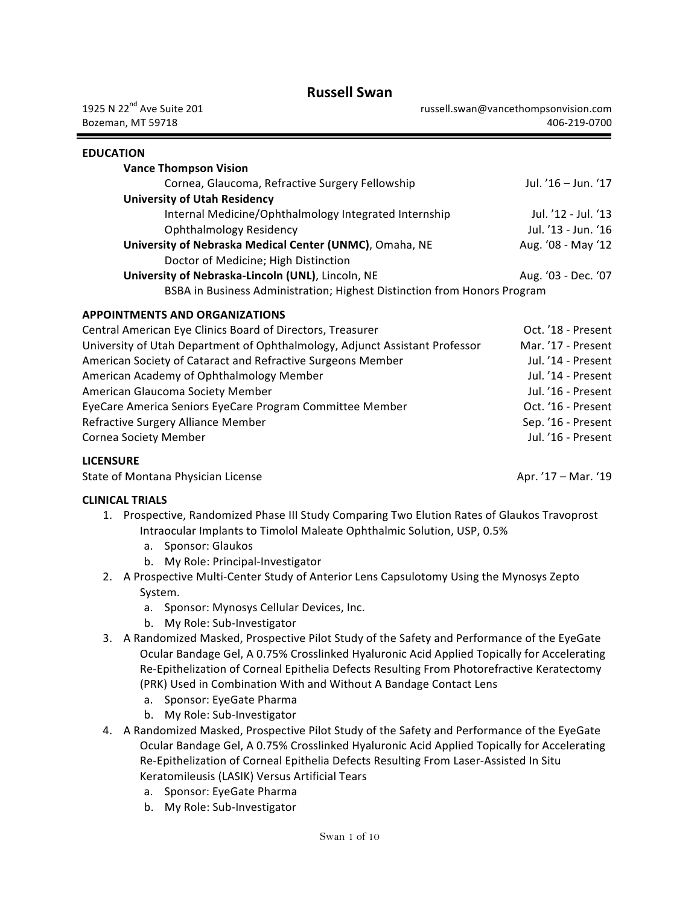# Russell Swan

1925 N 22nd Ave Suite 201
Bozeman, MT 59718

russell.swan@vancethompsonvision.com
406-219-0700

## EDUCATION

**Vance Thompson Vision**
- Cornea, Glaucoma, Refractive Surgery Fellowship — Jul. '16 – Jun. '17

**University of Utah Residency**
- Internal Medicine/Ophthalmology Integrated Internship — Jul. '12 - Jul. '13
- Ophthalmology Residency — Jul. '13 - Jun. '16

**University of Nebraska Medical Center (UNMC)**, Omaha, NE — Aug. '08 - May '12
- Doctor of Medicine; High Distinction

**University of Nebraska-Lincoln (UNL)**, Lincoln, NE — Aug. '03 - Dec. '07
- BSBA in Business Administration; Highest Distinction from Honors Program

## APPOINTMENTS AND ORGANIZATIONS

- Central American Eye Clinics Board of Directors, Treasurer — Oct. '18 - Present
- University of Utah Department of Ophthalmology, Adjunct Assistant Professor — Mar. '17 - Present
- American Society of Cataract and Refractive Surgeons Member — Jul. '14 - Present
- American Academy of Ophthalmology Member — Jul. '14 - Present
- American Glaucoma Society Member — Jul. '16 - Present
- EyeCare America Seniors EyeCare Program Committee Member — Oct. '16 - Present
- Refractive Surgery Alliance Member — Sep. '16 - Present
- Cornea Society Member — Jul. '16 - Present

## LICENSURE

State of Montana Physician License — Apr. '17 – Mar. '19

## CLINICAL TRIALS

1. Prospective, Randomized Phase III Study Comparing Two Elution Rates of Glaukos Travoprost Intraocular Implants to Timolol Maleate Ophthalmic Solution, USP, 0.5%
   a. Sponsor: Glaukos
   b. My Role: Principal-Investigator
2. A Prospective Multi-Center Study of Anterior Lens Capsulotomy Using the Mynosys Zepto System.
   a. Sponsor: Mynosys Cellular Devices, Inc.
   b. My Role: Sub-Investigator
3. A Randomized Masked, Prospective Pilot Study of the Safety and Performance of the EyeGate Ocular Bandage Gel, A 0.75% Crosslinked Hyaluronic Acid Applied Topically for Accelerating Re-Epithelization of Corneal Epithelia Defects Resulting From Photorefractive Keratectomy (PRK) Used in Combination With and Without A Bandage Contact Lens
   a. Sponsor: EyeGate Pharma
   b. My Role: Sub-Investigator
4. A Randomized Masked, Prospective Pilot Study of the Safety and Performance of the EyeGate Ocular Bandage Gel, A 0.75% Crosslinked Hyaluronic Acid Applied Topically for Accelerating Re-Epithelization of Corneal Epithelia Defects Resulting From Laser-Assisted In Situ Keratomileusis (LASIK) Versus Artificial Tears
   a. Sponsor: EyeGate Pharma
   b. My Role: Sub-Investigator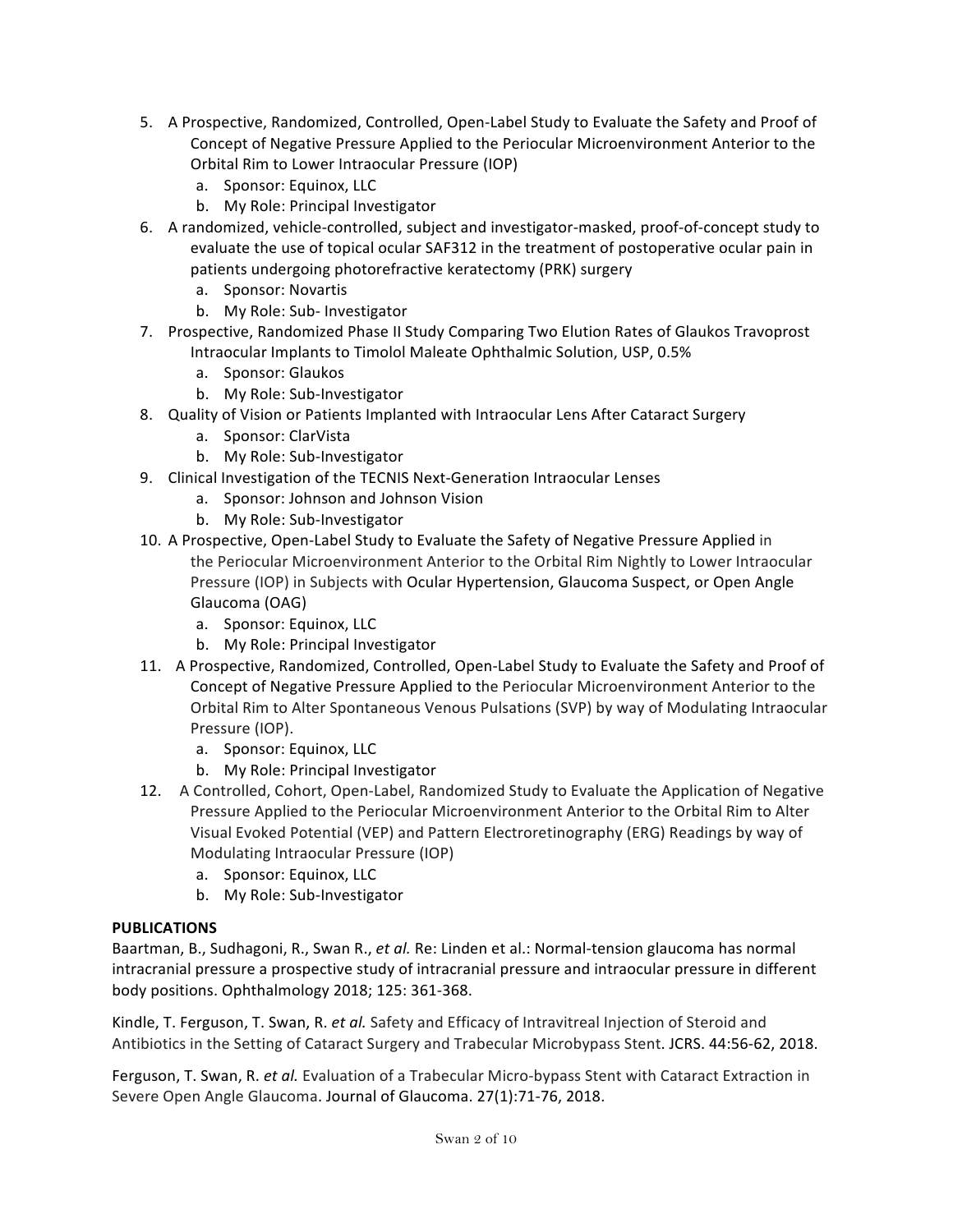5. A Prospective, Randomized, Controlled, Open-Label Study to Evaluate the Safety and Proof of Concept of Negative Pressure Applied to the Periocular Microenvironment Anterior to the Orbital Rim to Lower Intraocular Pressure (IOP)
   a. Sponsor: Equinox, LLC
   b. My Role: Principal Investigator
6. A randomized, vehicle-controlled, subject and investigator-masked, proof-of-concept study to evaluate the use of topical ocular SAF312 in the treatment of postoperative ocular pain in patients undergoing photorefractive keratectomy (PRK) surgery
   a. Sponsor: Novartis
   b. My Role: Sub- Investigator
7. Prospective, Randomized Phase II Study Comparing Two Elution Rates of Glaukos Travoprost Intraocular Implants to Timolol Maleate Ophthalmic Solution, USP, 0.5%
   a. Sponsor: Glaukos
   b. My Role: Sub-Investigator
8. Quality of Vision or Patients Implanted with Intraocular Lens After Cataract Surgery
   a. Sponsor: ClarVista
   b. My Role: Sub-Investigator
9. Clinical Investigation of the TECNIS Next-Generation Intraocular Lenses
   a. Sponsor: Johnson and Johnson Vision
   b. My Role: Sub-Investigator
10. A Prospective, Open-Label Study to Evaluate the Safety of Negative Pressure Applied in the Periocular Microenvironment Anterior to the Orbital Rim Nightly to Lower Intraocular Pressure (IOP) in Subjects with Ocular Hypertension, Glaucoma Suspect, or Open Angle Glaucoma (OAG)
    a. Sponsor: Equinox, LLC
    b. My Role: Principal Investigator
11. A Prospective, Randomized, Controlled, Open-Label Study to Evaluate the Safety and Proof of Concept of Negative Pressure Applied to the Periocular Microenvironment Anterior to the Orbital Rim to Alter Spontaneous Venous Pulsations (SVP) by way of Modulating Intraocular Pressure (IOP).
    a. Sponsor: Equinox, LLC
    b. My Role: Principal Investigator
12. A Controlled, Cohort, Open-Label, Randomized Study to Evaluate the Application of Negative Pressure Applied to the Periocular Microenvironment Anterior to the Orbital Rim to Alter Visual Evoked Potential (VEP) and Pattern Electroretinography (ERG) Readings by way of Modulating Intraocular Pressure (IOP)
    a. Sponsor: Equinox, LLC
    b. My Role: Sub-Investigator

**PUBLICATIONS**

Baartman, B., Sudhagoni, R., Swan R., *et al.* Re: Linden et al.: Normal-tension glaucoma has normal intracranial pressure a prospective study of intracranial pressure and intraocular pressure in different body positions. Ophthalmology 2018; 125: 361-368.

Kindle, T. Ferguson, T. Swan, R. *et al.* Safety and Efficacy of Intravitreal Injection of Steroid and Antibiotics in the Setting of Cataract Surgery and Trabecular Microbypass Stent. JCRS. 44:56-62, 2018.

Ferguson, T. Swan, R. *et al.* Evaluation of a Trabecular Micro-bypass Stent with Cataract Extraction in Severe Open Angle Glaucoma. Journal of Glaucoma. 27(1):71-76, 2018.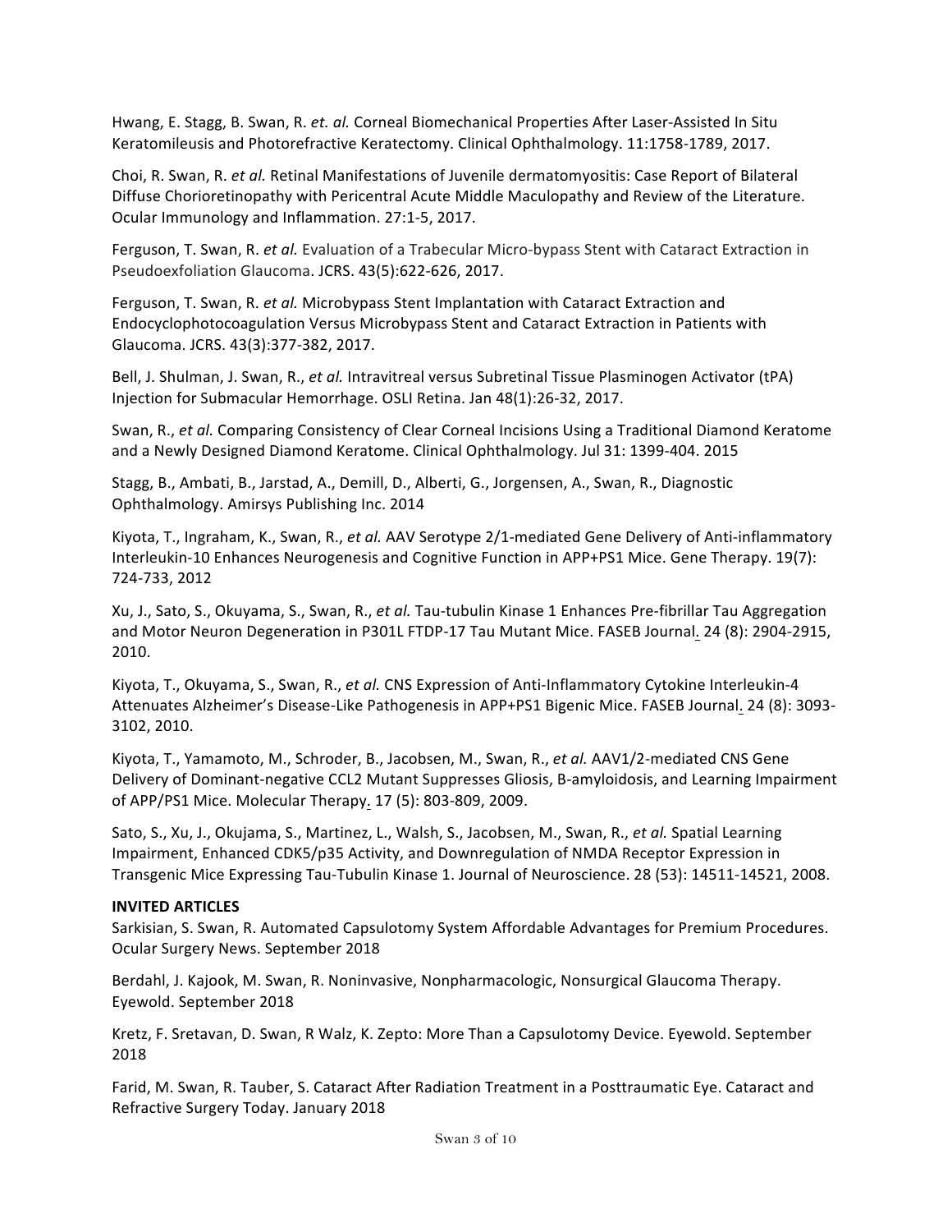Hwang, E. Stagg, B. Swan, R. *et. al.* Corneal Biomechanical Properties After Laser-Assisted In Situ Keratomileusis and Photorefractive Keratectomy. Clinical Ophthalmology. 11:1758-1789, 2017.

Choi, R. Swan, R. *et al.* Retinal Manifestations of Juvenile dermatomyositis: Case Report of Bilateral Diffuse Chorioretinopathy with Pericentral Acute Middle Maculopathy and Review of the Literature. Ocular Immunology and Inflammation. 27:1-5, 2017.

Ferguson, T. Swan, R. *et al.* Evaluation of a Trabecular Micro-bypass Stent with Cataract Extraction in Pseudoexfoliation Glaucoma. JCRS. 43(5):622-626, 2017.

Ferguson, T. Swan, R. *et al.* Microbypass Stent Implantation with Cataract Extraction and Endocyclophotocoagulation Versus Microbypass Stent and Cataract Extraction in Patients with Glaucoma. JCRS. 43(3):377-382, 2017.

Bell, J. Shulman, J. Swan, R., *et al.* Intravitreal versus Subretinal Tissue Plasminogen Activator (tPA) Injection for Submacular Hemorrhage. OSLI Retina. Jan 48(1):26-32, 2017.

Swan, R., *et al.* Comparing Consistency of Clear Corneal Incisions Using a Traditional Diamond Keratome and a Newly Designed Diamond Keratome. Clinical Ophthalmology. Jul 31: 1399-404. 2015

Stagg, B., Ambati, B., Jarstad, A., Demill, D., Alberti, G., Jorgensen, A., Swan, R., Diagnostic Ophthalmology. Amirsys Publishing Inc. 2014

Kiyota, T., Ingraham, K., Swan, R., *et al.* AAV Serotype 2/1-mediated Gene Delivery of Anti-inflammatory Interleukin-10 Enhances Neurogenesis and Cognitive Function in APP+PS1 Mice. Gene Therapy. 19(7): 724-733, 2012

Xu, J., Sato, S., Okuyama, S., Swan, R., *et al.* Tau-tubulin Kinase 1 Enhances Pre-fibrillar Tau Aggregation and Motor Neuron Degeneration in P301L FTDP-17 Tau Mutant Mice. FASEB Journal. 24 (8): 2904-2915, 2010.

Kiyota, T., Okuyama, S., Swan, R., *et al.* CNS Expression of Anti-Inflammatory Cytokine Interleukin-4 Attenuates Alzheimer's Disease-Like Pathogenesis in APP+PS1 Bigenic Mice. FASEB Journal. 24 (8): 3093-3102, 2010.

Kiyota, T., Yamamoto, M., Schroder, B., Jacobsen, M., Swan, R., *et al.* AAV1/2-mediated CNS Gene Delivery of Dominant-negative CCL2 Mutant Suppresses Gliosis, B-amyloidosis, and Learning Impairment of APP/PS1 Mice. Molecular Therapy. 17 (5): 803-809, 2009.

Sato, S., Xu, J., Okujama, S., Martinez, L., Walsh, S., Jacobsen, M., Swan, R., *et al.* Spatial Learning Impairment, Enhanced CDK5/p35 Activity, and Downregulation of NMDA Receptor Expression in Transgenic Mice Expressing Tau-Tubulin Kinase 1. Journal of Neuroscience. 28 (53): 14511-14521, 2008.

**INVITED ARTICLES**

Sarkisian, S. Swan, R. Automated Capsulotomy System Affordable Advantages for Premium Procedures. Ocular Surgery News. September 2018

Berdahl, J. Kajook, M. Swan, R. Noninvasive, Nonpharmacologic, Nonsurgical Glaucoma Therapy. Eyewold. September 2018

Kretz, F. Sretavan, D. Swan, R Walz, K. Zepto: More Than a Capsulotomy Device. Eyewold. September 2018

Farid, M. Swan, R. Tauber, S. Cataract After Radiation Treatment in a Posttraumatic Eye. Cataract and Refractive Surgery Today. January 2018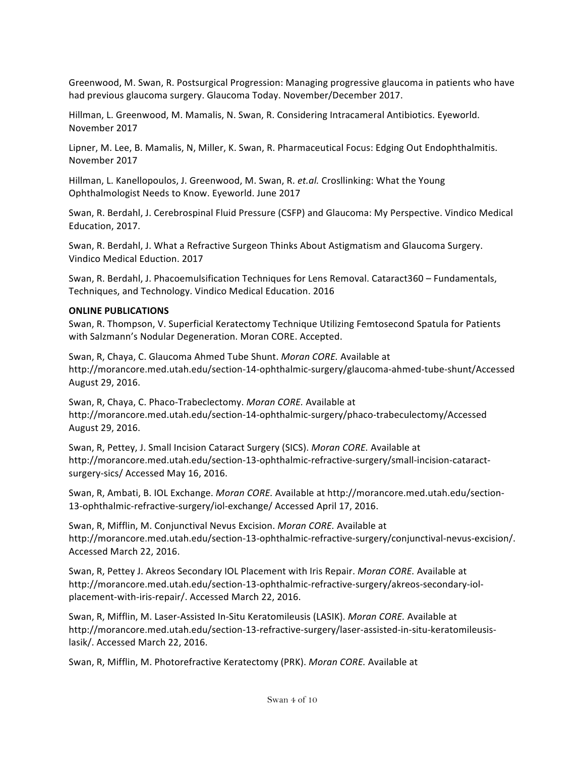Greenwood, M. Swan, R. Postsurgical Progression: Managing progressive glaucoma in patients who have had previous glaucoma surgery. Glaucoma Today. November/December 2017.

Hillman, L. Greenwood, M. Mamalis, N. Swan, R. Considering Intracameral Antibiotics. Eyeworld. November 2017

Lipner, M. Lee, B. Mamalis, N, Miller, K. Swan, R. Pharmaceutical Focus: Edging Out Endophthalmitis. November 2017

Hillman, L. Kanellopoulos, J. Greenwood, M. Swan, R. *et.al.* Crosslinking: What the Young Ophthalmologist Needs to Know. Eyeworld. June 2017

Swan, R. Berdahl, J. Cerebrospinal Fluid Pressure (CSFP) and Glaucoma: My Perspective. Vindico Medical Education, 2017.

Swan, R. Berdahl, J. What a Refractive Surgeon Thinks About Astigmatism and Glaucoma Surgery. Vindico Medical Eduction. 2017

Swan, R. Berdahl, J. Phacoemulsification Techniques for Lens Removal. Cataract360 – Fundamentals, Techniques, and Technology. Vindico Medical Education. 2016

**ONLINE PUBLICATIONS**

Swan, R. Thompson, V. Superficial Keratectomy Technique Utilizing Femtosecond Spatula for Patients with Salzmann's Nodular Degeneration. Moran CORE. Accepted.

Swan, R, Chaya, C. Glaucoma Ahmed Tube Shunt. *Moran CORE.* Available at http://morancore.med.utah.edu/section-14-ophthalmic-surgery/glaucoma-ahmed-tube-shunt/Accessed August 29, 2016.

Swan, R, Chaya, C. Phaco-Trabeclectomy. *Moran CORE.* Available at http://morancore.med.utah.edu/section-14-ophthalmic-surgery/phaco-trabeculectomy/Accessed August 29, 2016.

Swan, R, Pettey, J. Small Incision Cataract Surgery (SICS). *Moran CORE.* Available at http://morancore.med.utah.edu/section-13-ophthalmic-refractive-surgery/small-incision-cataract-surgery-sics/ Accessed May 16, 2016.

Swan, R, Ambati, B. IOL Exchange. *Moran CORE.* Available at http://morancore.med.utah.edu/section-13-ophthalmic-refractive-surgery/iol-exchange/ Accessed April 17, 2016.

Swan, R, Mifflin, M. Conjunctival Nevus Excision. *Moran CORE.* Available at http://morancore.med.utah.edu/section-13-ophthalmic-refractive-surgery/conjunctival-nevus-excision/. Accessed March 22, 2016.

Swan, R, Pettey J. Akreos Secondary IOL Placement with Iris Repair. *Moran CORE.* Available at http://morancore.med.utah.edu/section-13-ophthalmic-refractive-surgery/akreos-secondary-iol-placement-with-iris-repair/. Accessed March 22, 2016.

Swan, R, Mifflin, M. Laser-Assisted In-Situ Keratomileusis (LASIK). *Moran CORE.* Available at http://morancore.med.utah.edu/section-13-refractive-surgery/laser-assisted-in-situ-keratomileusis-lasik/. Accessed March 22, 2016.

Swan, R, Mifflin, M. Photorefractive Keratectomy (PRK). *Moran CORE.* Available at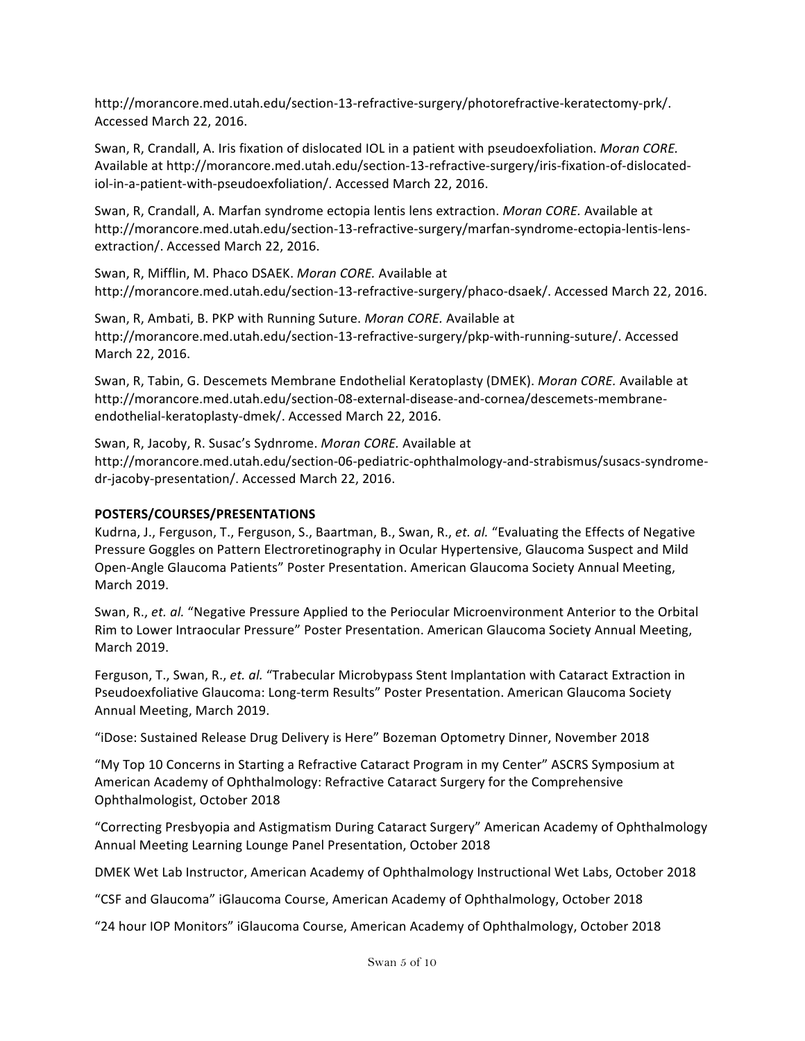http://morancore.med.utah.edu/section-13-refractive-surgery/photorefractive-keratectomy-prk/. Accessed March 22, 2016.

Swan, R, Crandall, A. Iris fixation of dislocated IOL in a patient with pseudoexfoliation. *Moran CORE.* Available at http://morancore.med.utah.edu/section-13-refractive-surgery/iris-fixation-of-dislocated-iol-in-a-patient-with-pseudoexfoliation/. Accessed March 22, 2016.

Swan, R, Crandall, A. Marfan syndrome ectopia lentis lens extraction. *Moran CORE.* Available at http://morancore.med.utah.edu/section-13-refractive-surgery/marfan-syndrome-ectopia-lentis-lens-extraction/. Accessed March 22, 2016.

Swan, R, Mifflin, M. Phaco DSAEK. *Moran CORE.* Available at http://morancore.med.utah.edu/section-13-refractive-surgery/phaco-dsaek/. Accessed March 22, 2016.

Swan, R, Ambati, B. PKP with Running Suture. *Moran CORE.* Available at http://morancore.med.utah.edu/section-13-refractive-surgery/pkp-with-running-suture/. Accessed March 22, 2016.

Swan, R, Tabin, G. Descemets Membrane Endothelial Keratoplasty (DMEK). *Moran CORE.* Available at http://morancore.med.utah.edu/section-08-external-disease-and-cornea/descemets-membrane-endothelial-keratoplasty-dmek/. Accessed March 22, 2016.

Swan, R, Jacoby, R. Susac's Sydnrome. *Moran CORE.* Available at http://morancore.med.utah.edu/section-06-pediatric-ophthalmology-and-strabismus/susacs-syndrome-dr-jacoby-presentation/. Accessed March 22, 2016.

**POSTERS/COURSES/PRESENTATIONS**

Kudrna, J., Ferguson, T., Ferguson, S., Baartman, B., Swan, R., *et. al.* "Evaluating the Effects of Negative Pressure Goggles on Pattern Electroretinography in Ocular Hypertensive, Glaucoma Suspect and Mild Open-Angle Glaucoma Patients" Poster Presentation. American Glaucoma Society Annual Meeting, March 2019.

Swan, R., *et. al.* "Negative Pressure Applied to the Periocular Microenvironment Anterior to the Orbital Rim to Lower Intraocular Pressure" Poster Presentation. American Glaucoma Society Annual Meeting, March 2019.

Ferguson, T., Swan, R., *et. al.* "Trabecular Microbypass Stent Implantation with Cataract Extraction in Pseudoexfoliative Glaucoma: Long-term Results" Poster Presentation. American Glaucoma Society Annual Meeting, March 2019.

"iDose: Sustained Release Drug Delivery is Here" Bozeman Optometry Dinner, November 2018

"My Top 10 Concerns in Starting a Refractive Cataract Program in my Center" ASCRS Symposium at American Academy of Ophthalmology: Refractive Cataract Surgery for the Comprehensive Ophthalmologist, October 2018

"Correcting Presbyopia and Astigmatism During Cataract Surgery" American Academy of Ophthalmology Annual Meeting Learning Lounge Panel Presentation, October 2018

DMEK Wet Lab Instructor, American Academy of Ophthalmology Instructional Wet Labs, October 2018

"CSF and Glaucoma" iGlaucoma Course, American Academy of Ophthalmology, October 2018

"24 hour IOP Monitors" iGlaucoma Course, American Academy of Ophthalmology, October 2018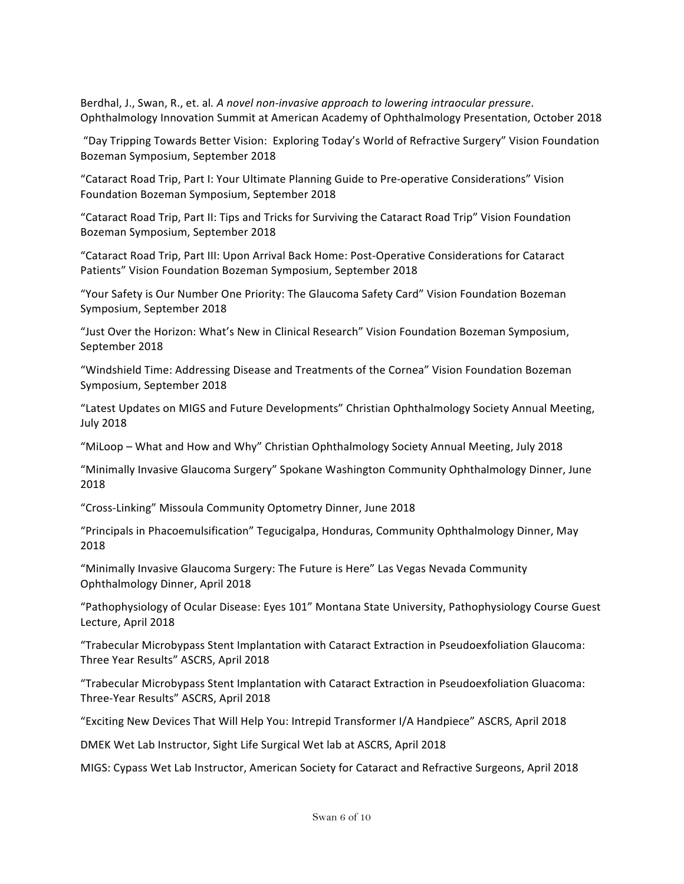Berdhal, J., Swan, R., et. al. *A novel non-invasive approach to lowering intraocular pressure*. Ophthalmology Innovation Summit at American Academy of Ophthalmology Presentation, October 2018

"Day Tripping Towards Better Vision: Exploring Today's World of Refractive Surgery" Vision Foundation Bozeman Symposium, September 2018

"Cataract Road Trip, Part I: Your Ultimate Planning Guide to Pre-operative Considerations" Vision Foundation Bozeman Symposium, September 2018

"Cataract Road Trip, Part II: Tips and Tricks for Surviving the Cataract Road Trip" Vision Foundation Bozeman Symposium, September 2018

"Cataract Road Trip, Part III: Upon Arrival Back Home: Post-Operative Considerations for Cataract Patients" Vision Foundation Bozeman Symposium, September 2018

"Your Safety is Our Number One Priority: The Glaucoma Safety Card" Vision Foundation Bozeman Symposium, September 2018

"Just Over the Horizon: What's New in Clinical Research" Vision Foundation Bozeman Symposium, September 2018

"Windshield Time: Addressing Disease and Treatments of the Cornea" Vision Foundation Bozeman Symposium, September 2018

"Latest Updates on MIGS and Future Developments" Christian Ophthalmology Society Annual Meeting, July 2018

"MiLoop – What and How and Why" Christian Ophthalmology Society Annual Meeting, July 2018

"Minimally Invasive Glaucoma Surgery" Spokane Washington Community Ophthalmology Dinner, June 2018

"Cross-Linking" Missoula Community Optometry Dinner, June 2018

"Principals in Phacoemulsification" Tegucigalpa, Honduras, Community Ophthalmology Dinner, May 2018

"Minimally Invasive Glaucoma Surgery: The Future is Here" Las Vegas Nevada Community Ophthalmology Dinner, April 2018

"Pathophysiology of Ocular Disease: Eyes 101" Montana State University, Pathophysiology Course Guest Lecture, April 2018

"Trabecular Microbypass Stent Implantation with Cataract Extraction in Pseudoexfoliation Glaucoma: Three Year Results" ASCRS, April 2018

"Trabecular Microbypass Stent Implantation with Cataract Extraction in Pseudoexfoliation Gluacoma: Three-Year Results" ASCRS, April 2018

"Exciting New Devices That Will Help You: Intrepid Transformer I/A Handpiece" ASCRS, April 2018

DMEK Wet Lab Instructor, Sight Life Surgical Wet lab at ASCRS, April 2018

MIGS: Cypass Wet Lab Instructor, American Society for Cataract and Refractive Surgeons, April 2018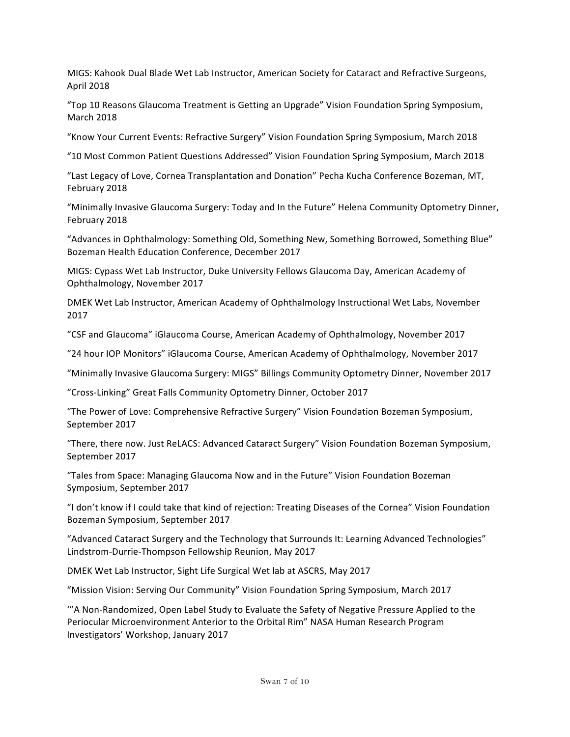MIGS: Kahook Dual Blade Wet Lab Instructor, American Society for Cataract and Refractive Surgeons, April 2018

“Top 10 Reasons Glaucoma Treatment is Getting an Upgrade” Vision Foundation Spring Symposium, March 2018

“Know Your Current Events: Refractive Surgery” Vision Foundation Spring Symposium, March 2018

“10 Most Common Patient Questions Addressed” Vision Foundation Spring Symposium, March 2018

“Last Legacy of Love, Cornea Transplantation and Donation” Pecha Kucha Conference Bozeman, MT, February 2018

“Minimally Invasive Glaucoma Surgery: Today and In the Future” Helena Community Optometry Dinner, February 2018

“Advances in Ophthalmology: Something Old, Something New, Something Borrowed, Something Blue” Bozeman Health Education Conference, December 2017

MIGS: Cypass Wet Lab Instructor, Duke University Fellows Glaucoma Day, American Academy of Ophthalmology, November 2017

DMEK Wet Lab Instructor, American Academy of Ophthalmology Instructional Wet Labs, November 2017

“CSF and Glaucoma” iGlaucoma Course, American Academy of Ophthalmology, November 2017

“24 hour IOP Monitors” iGlaucoma Course, American Academy of Ophthalmology, November 2017

“Minimally Invasive Glaucoma Surgery: MIGS” Billings Community Optometry Dinner, November 2017

“Cross-Linking” Great Falls Community Optometry Dinner, October 2017

“The Power of Love: Comprehensive Refractive Surgery” Vision Foundation Bozeman Symposium, September 2017

“There, there now. Just ReLACS: Advanced Cataract Surgery” Vision Foundation Bozeman Symposium, September 2017

“Tales from Space: Managing Glaucoma Now and in the Future” Vision Foundation Bozeman Symposium, September 2017

“I don’t know if I could take that kind of rejection: Treating Diseases of the Cornea” Vision Foundation Bozeman Symposium, September 2017

“Advanced Cataract Surgery and the Technology that Surrounds It: Learning Advanced Technologies” Lindstrom-Durrie-Thompson Fellowship Reunion, May 2017

DMEK Wet Lab Instructor, Sight Life Surgical Wet lab at ASCRS, May 2017

“Mission Vision: Serving Our Community” Vision Foundation Spring Symposium, March 2017

“”A Non-Randomized, Open Label Study to Evaluate the Safety of Negative Pressure Applied to the Periocular Microenvironment Anterior to the Orbital Rim” NASA Human Research Program Investigators’ Workshop, January 2017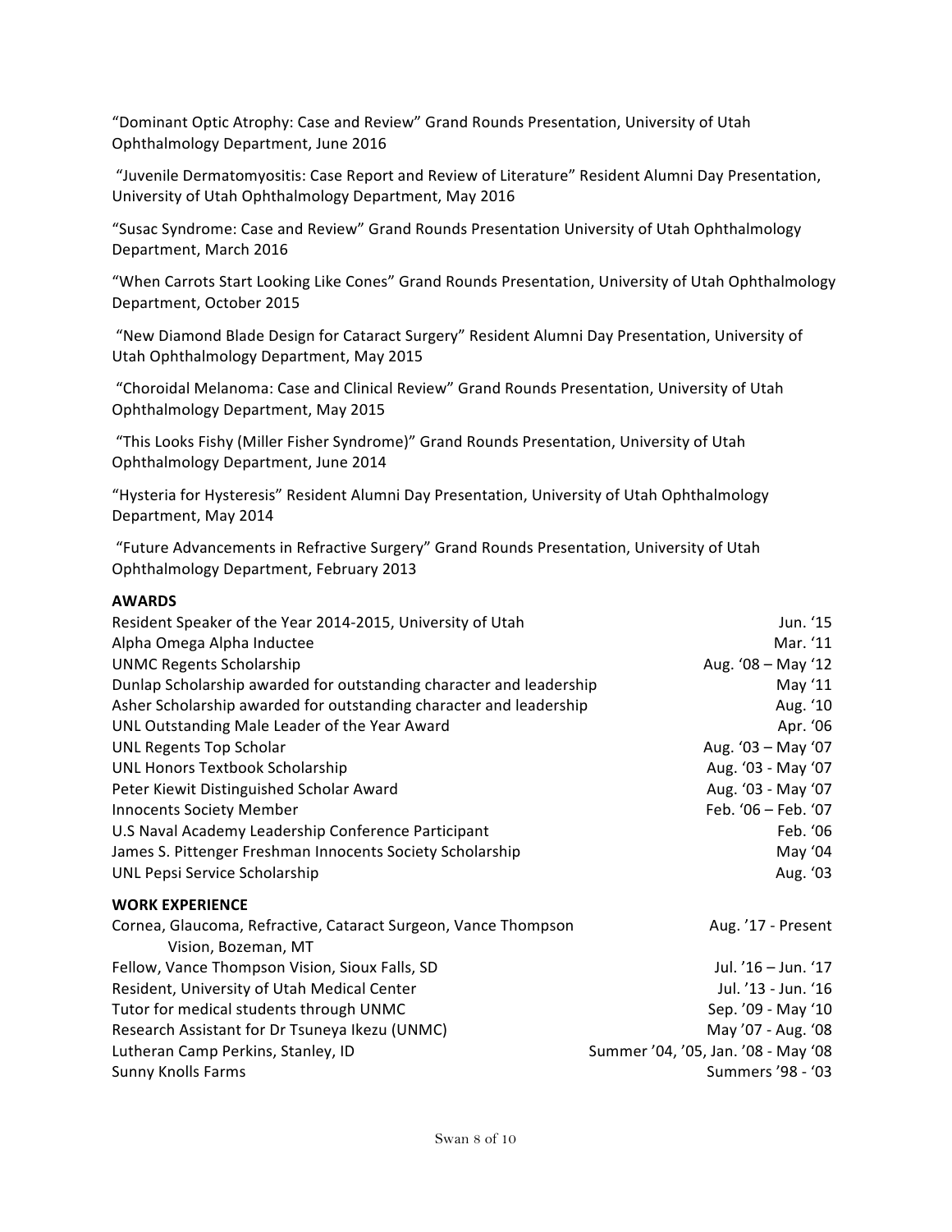"Dominant Optic Atrophy: Case and Review" Grand Rounds Presentation, University of Utah Ophthalmology Department, June 2016

"Juvenile Dermatomyositis: Case Report and Review of Literature" Resident Alumni Day Presentation, University of Utah Ophthalmology Department, May 2016

"Susac Syndrome: Case and Review" Grand Rounds Presentation University of Utah Ophthalmology Department, March 2016

"When Carrots Start Looking Like Cones" Grand Rounds Presentation, University of Utah Ophthalmology Department, October 2015

"New Diamond Blade Design for Cataract Surgery" Resident Alumni Day Presentation, University of Utah Ophthalmology Department, May 2015

"Choroidal Melanoma: Case and Clinical Review" Grand Rounds Presentation, University of Utah Ophthalmology Department, May 2015

"This Looks Fishy (Miller Fisher Syndrome)" Grand Rounds Presentation, University of Utah Ophthalmology Department, June 2014

"Hysteria for Hysteresis" Resident Alumni Day Presentation, University of Utah Ophthalmology Department, May 2014

"Future Advancements in Refractive Surgery" Grand Rounds Presentation, University of Utah Ophthalmology Department, February 2013

**AWARDS**

| | |
|---|---|
| Resident Speaker of the Year 2014-2015, University of Utah | Jun. '15 |
| Alpha Omega Alpha Inductee | Mar. '11 |
| UNMC Regents Scholarship | Aug. '08 – May '12 |
| Dunlap Scholarship awarded for outstanding character and leadership | May '11 |
| Asher Scholarship awarded for outstanding character and leadership | Aug. '10 |
| UNL Outstanding Male Leader of the Year Award | Apr. '06 |
| UNL Regents Top Scholar | Aug. '03 – May '07 |
| UNL Honors Textbook Scholarship | Aug. '03 - May '07 |
| Peter Kiewit Distinguished Scholar Award | Aug. '03 - May '07 |
| Innocents Society Member | Feb. '06 – Feb. '07 |
| U.S Naval Academy Leadership Conference Participant | Feb. '06 |
| James S. Pittenger Freshman Innocents Society Scholarship | May '04 |
| UNL Pepsi Service Scholarship | Aug. '03 |

**WORK EXPERIENCE**

| | |
|---|---|
| Cornea, Glaucoma, Refractive, Cataract Surgeon, Vance Thompson Vision, Bozeman, MT | Aug. '17 - Present |
| Fellow, Vance Thompson Vision, Sioux Falls, SD | Jul. '16 – Jun. '17 |
| Resident, University of Utah Medical Center | Jul. '13 - Jun. '16 |
| Tutor for medical students through UNMC | Sep. '09 - May '10 |
| Research Assistant for Dr Tsuneya Ikezu (UNMC) | May '07 - Aug. '08 |
| Lutheran Camp Perkins, Stanley, ID | Summer '04, '05, Jan. '08 - May '08 |
| Sunny Knolls Farms | Summers '98 - '03 |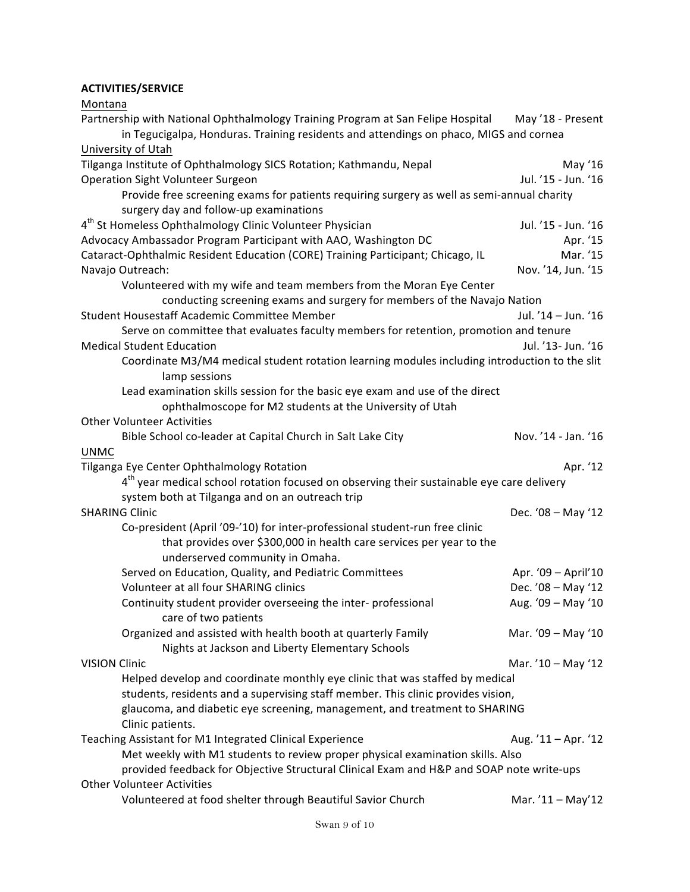**ACTIVITIES/SERVICE**

<u>Montana</u>

Partnership with National Ophthalmology Training Program at San Felipe Hospital — May '18 - Present
in Tegucigalpa, Honduras. Training residents and attendings on phaco, MIGS and cornea

<u>University of Utah</u>

Tilganga Institute of Ophthalmology SICS Rotation; Kathmandu, Nepal — May '16

Operation Sight Volunteer Surgeon — Jul. '15 - Jun. '16
Provide free screening exams for patients requiring surgery as well as semi-annual charity surgery day and follow-up examinations

4th St Homeless Ophthalmology Clinic Volunteer Physician — Jul. '15 - Jun. '16

Advocacy Ambassador Program Participant with AAO, Washington DC — Apr. '15

Cataract-Ophthalmic Resident Education (CORE) Training Participant; Chicago, IL — Mar. '15

Navajo Outreach: — Nov. '14, Jun. '15
Volunteered with my wife and team members from the Moran Eye Center conducting screening exams and surgery for members of the Navajo Nation

Student Housestaff Academic Committee Member — Jul. '14 – Jun. '16
Serve on committee that evaluates faculty members for retention, promotion and tenure

Medical Student Education — Jul. '13- Jun. '16
Coordinate M3/M4 medical student rotation learning modules including introduction to the slit lamp sessions
Lead examination skills session for the basic eye exam and use of the direct ophthalmoscope for M2 students at the University of Utah

Other Volunteer Activities
- Bible School co-leader at Capital Church in Salt Lake City — Nov. '14 - Jan. '16

<u>UNMC</u>

Tilganga Eye Center Ophthalmology Rotation — Apr. '12
4th year medical school rotation focused on observing their sustainable eye care delivery system both at Tilganga and on an outreach trip

SHARING Clinic — Dec. '08 – May '12
- Co-president (April '09-'10) for inter-professional student-run free clinic that provides over $300,000 in health care services per year to the underserved community in Omaha.
- Served on Education, Quality, and Pediatric Committees — Apr. '09 – April'10
- Volunteer at all four SHARING clinics — Dec. '08 – May '12
- Continuity student provider overseeing the inter- professional care of two patients — Aug. '09 – May '10
- Organized and assisted with health booth at quarterly Family Nights at Jackson and Liberty Elementary Schools — Mar. '09 – May '10

VISION Clinic — Mar. '10 – May '12
Helped develop and coordinate monthly eye clinic that was staffed by medical students, residents and a supervising staff member. This clinic provides vision, glaucoma, and diabetic eye screening, management, and treatment to SHARING Clinic patients.

Teaching Assistant for M1 Integrated Clinical Experience — Aug. '11 – Apr. '12
Met weekly with M1 students to review proper physical examination skills. Also provided feedback for Objective Structural Clinical Exam and H&P and SOAP note write-ups

Other Volunteer Activities
- Volunteered at food shelter through Beautiful Savior Church — Mar. '11 – May'12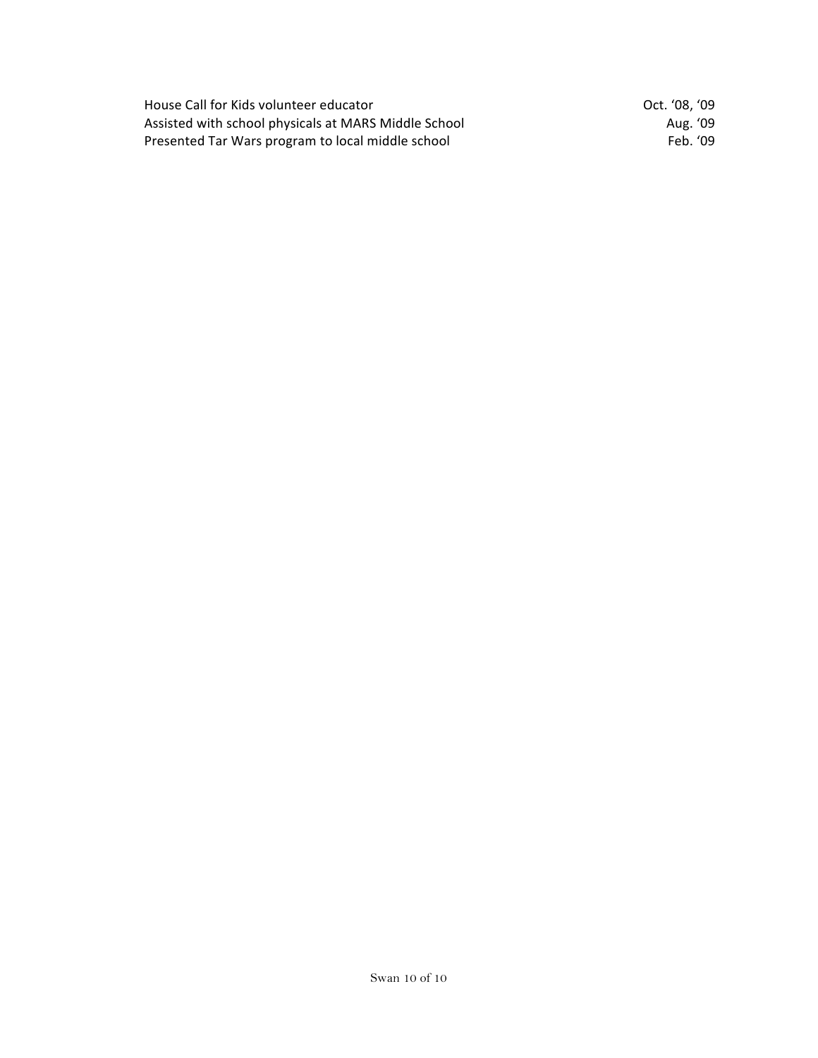| | |
|---|---|
| House Call for Kids volunteer educator | Oct. '08, '09 |
| Assisted with school physicals at MARS Middle School | Aug. '09 |
| Presented Tar Wars program to local middle school | Feb. '09 |